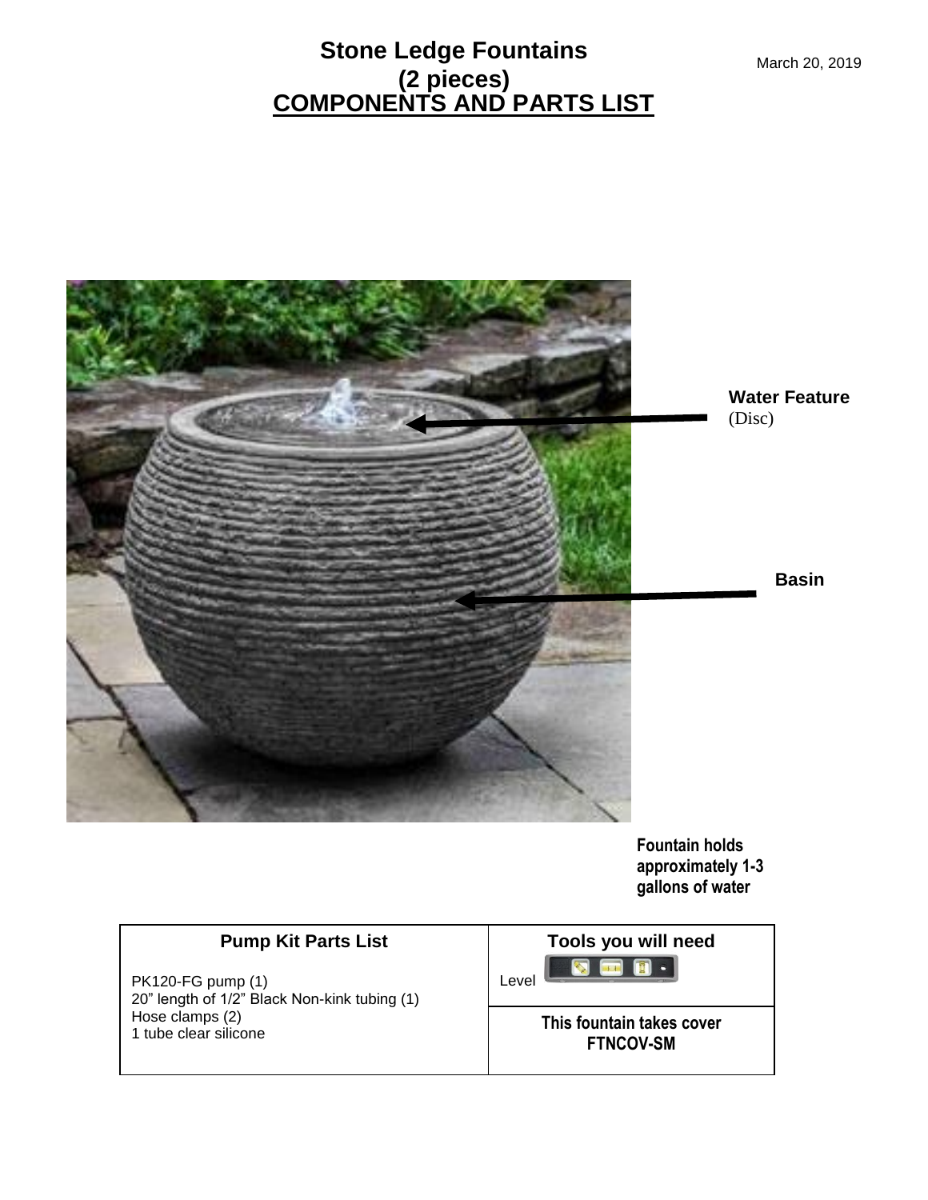# Stone Ledge Fountains
## (2 pieces)
## COMPONENTS AND PARTS LIST

March 20, 2019

**Water Feature** (Disc)

**Basin**

**Fountain holds approximately 1-3 gallons of water**

| Pump Kit Parts List | Tools you will need |
|---|---|
| PK120-FG pump (1)<br>20" length of 1/2" Black Non-kink tubing (1)<br>Hose clamps (2)<br>1 tube clear silicone | Level |
| | **This fountain takes cover FTNCOV-SM** |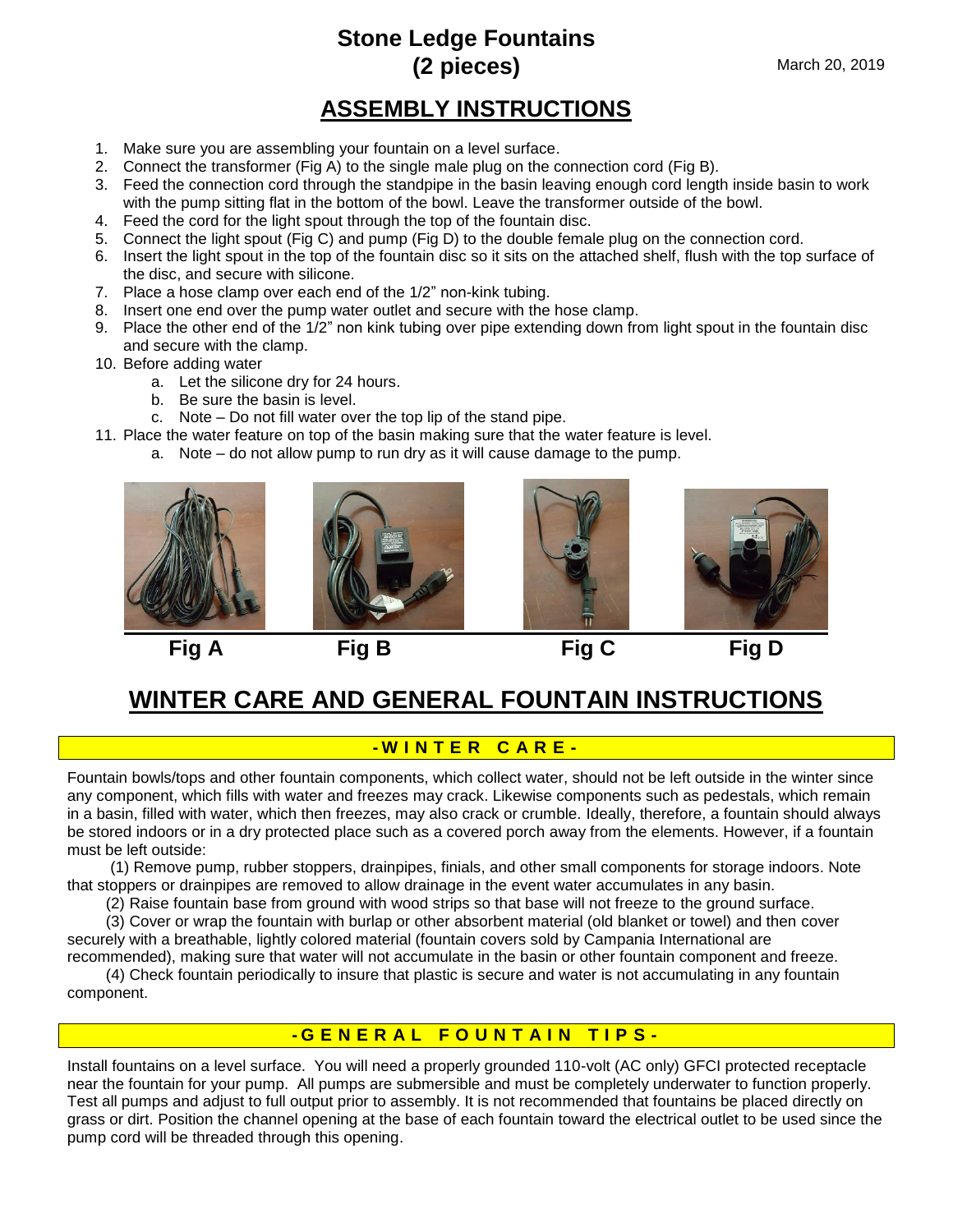# Stone Ledge Fountains
# (2 pieces)

March 20, 2019

## ASSEMBLY INSTRUCTIONS

1. Make sure you are assembling your fountain on a level surface.
2. Connect the transformer (Fig A) to the single male plug on the connection cord (Fig B).
3. Feed the connection cord through the standpipe in the basin leaving enough cord length inside basin to work with the pump sitting flat in the bottom of the bowl. Leave the transformer outside of the bowl.
4. Feed the cord for the light spout through the top of the fountain disc.
5. Connect the light spout (Fig C) and pump (Fig D) to the double female plug on the connection cord.
6. Insert the light spout in the top of the fountain disc so it sits on the attached shelf, flush with the top surface of the disc, and secure with silicone.
7. Place a hose clamp over each end of the 1/2" non-kink tubing.
8. Insert one end over the pump water outlet and secure with the hose clamp.
9. Place the other end of the 1/2" non kink tubing over pipe extending down from light spout in the fountain disc and secure with the clamp.
10. Before adding water
    a. Let the silicone dry for 24 hours.
    b. Be sure the basin is level.
    c. Note – Do not fill water over the top lip of the stand pipe.
11. Place the water feature on top of the basin making sure that the water feature is level.
    a. Note – do not allow pump to run dry as it will cause damage to the pump.

**Fig A** **Fig B** **Fig C** **Fig D**

## WINTER CARE AND GENERAL FOUNTAIN INSTRUCTIONS

### -WINTER CARE-

Fountain bowls/tops and other fountain components, which collect water, should not be left outside in the winter since any component, which fills with water and freezes may crack. Likewise components such as pedestals, which remain in a basin, filled with water, which then freezes, may also crack or crumble. Ideally, therefore, a fountain should always be stored indoors or in a dry protected place such as a covered porch away from the elements. However, if a fountain must be left outside:

(1) Remove pump, rubber stoppers, drainpipes, finials, and other small components for storage indoors. Note that stoppers or drainpipes are removed to allow drainage in the event water accumulates in any basin.

(2) Raise fountain base from ground with wood strips so that base will not freeze to the ground surface.

(3) Cover or wrap the fountain with burlap or other absorbent material (old blanket or towel) and then cover securely with a breathable, lightly colored material (fountain covers sold by Campania International are recommended), making sure that water will not accumulate in the basin or other fountain component and freeze.

(4) Check fountain periodically to insure that plastic is secure and water is not accumulating in any fountain component.

### -GENERAL FOUNTAIN TIPS-

Install fountains on a level surface. You will need a properly grounded 110-volt (AC only) GFCI protected receptacle near the fountain for your pump. All pumps are submersible and must be completely underwater to function properly. Test all pumps and adjust to full output prior to assembly. It is not recommended that fountains be placed directly on grass or dirt. Position the channel opening at the base of each fountain toward the electrical outlet to be used since the pump cord will be threaded through this opening.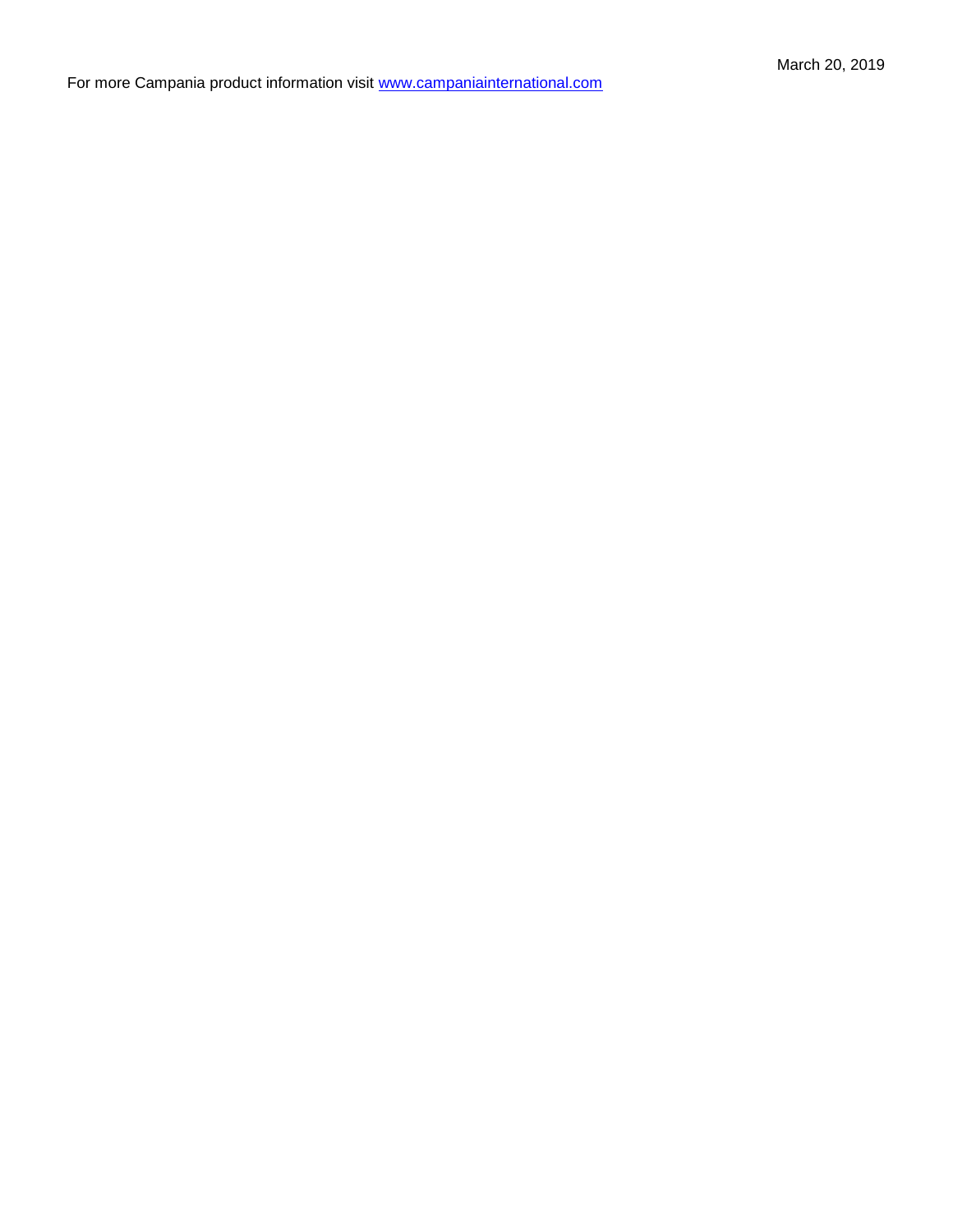For more Campania product information visit [www.campaniainternational.com](http://www.campaniainternational.com)